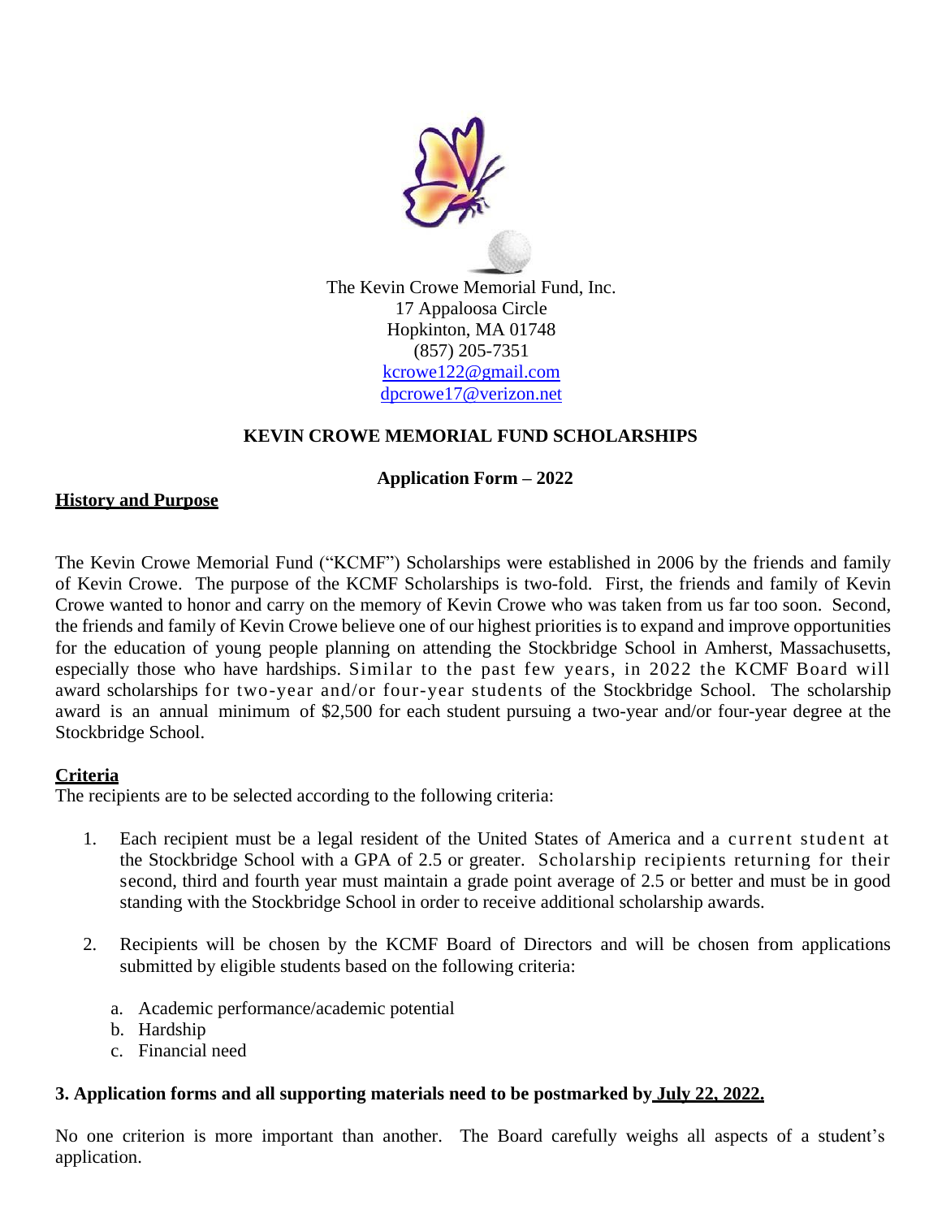The Kevin Crowe Memorial Fund, Inc.
17 Appaloosa Circle
Hopkinton, MA 01748
(857) 205-7351
kcrowe122@gmail.com
dpcrowe17@verizon.net

# KEVIN CROWE MEMORIAL FUND SCHOLARSHIPS

## Application Form – 2022

### History and Purpose

The Kevin Crowe Memorial Fund ("KCMF") Scholarships were established in 2006 by the friends and family of Kevin Crowe. The purpose of the KCMF Scholarships is two-fold. First, the friends and family of Kevin Crowe wanted to honor and carry on the memory of Kevin Crowe who was taken from us far too soon. Second, the friends and family of Kevin Crowe believe one of our highest priorities is to expand and improve opportunities for the education of young people planning on attending the Stockbridge School in Amherst, Massachusetts, especially those who have hardships. Similar to the past few years, in 2022 the KCMF Board will award scholarships for two-year and/or four-year students of the Stockbridge School. The scholarship award is an annual minimum of $2,500 for each student pursuing a two-year and/or four-year degree at the Stockbridge School.

### Criteria

The recipients are to be selected according to the following criteria:

1. Each recipient must be a legal resident of the United States of America and a current student at the Stockbridge School with a GPA of 2.5 or greater. Scholarship recipients returning for their second, third and fourth year must maintain a grade point average of 2.5 or better and must be in good standing with the Stockbridge School in order to receive additional scholarship awards.

2. Recipients will be chosen by the KCMF Board of Directors and will be chosen from applications submitted by eligible students based on the following criteria:

   a. Academic performance/academic potential
   b. Hardship
   c. Financial need

**3. Application forms and all supporting materials need to be postmarked by <u>July 22, 2022.</u>**

No one criterion is more important than another. The Board carefully weighs all aspects of a student's application.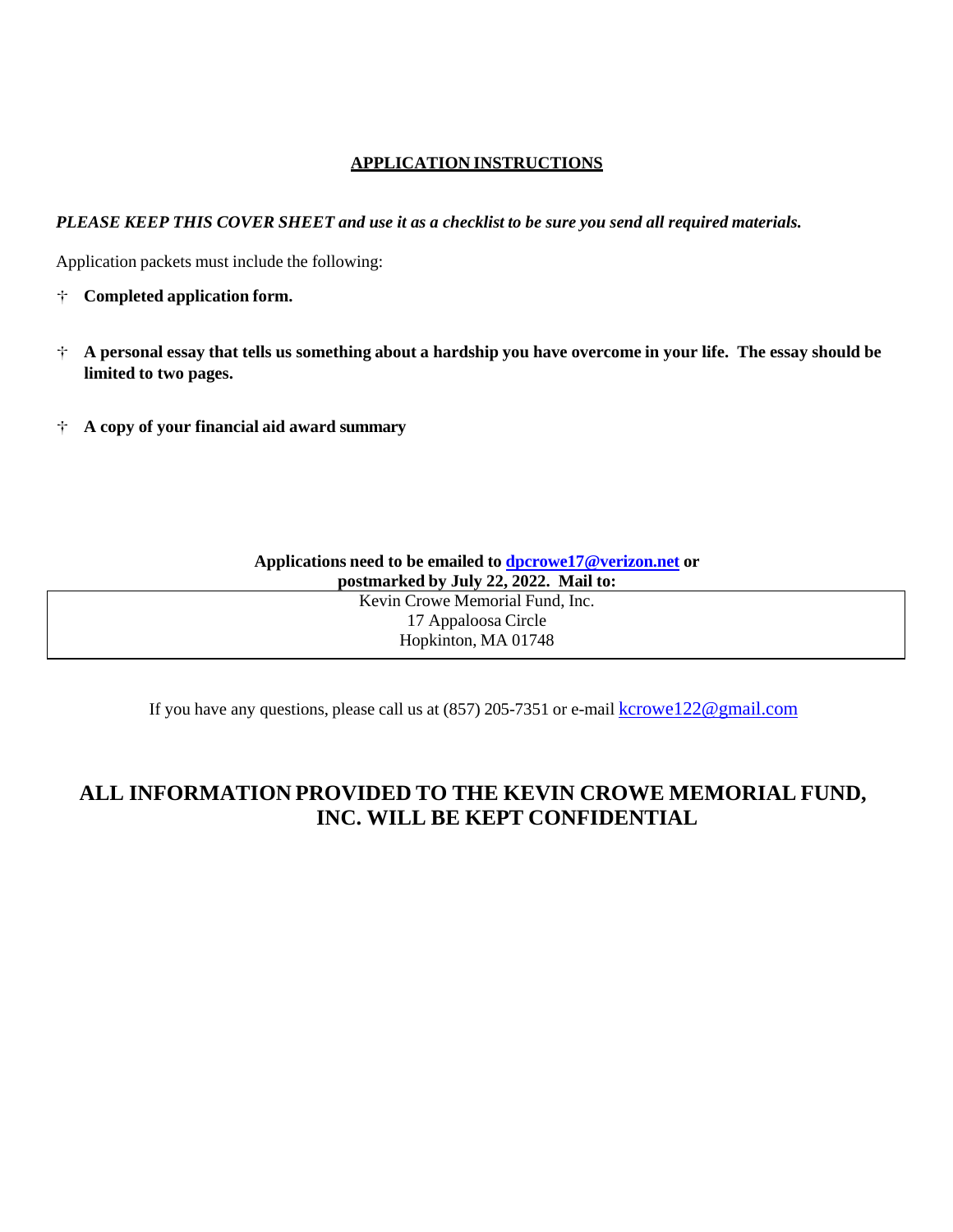## APPLICATION INSTRUCTIONS

***PLEASE KEEP THIS COVER SHEET** and use it as a checklist to be sure you send all required materials.*

Application packets must include the following:

- **Completed application form.**
- **A personal essay that tells us something about a hardship you have overcome in your life. The essay should be limited to two pages.**
- **A copy of your financial aid award summary**

**Applications need to be emailed to dpcrowe17@verizon.net or postmarked by July 22, 2022. Mail to:**

Kevin Crowe Memorial Fund, Inc.
17 Appaloosa Circle
Hopkinton, MA 01748

If you have any questions, please call us at (857) 205-7351 or e-mail kcrowe122@gmail.com

## ALL INFORMATION PROVIDED TO THE KEVIN CROWE MEMORIAL FUND, INC. WILL BE KEPT CONFIDENTIAL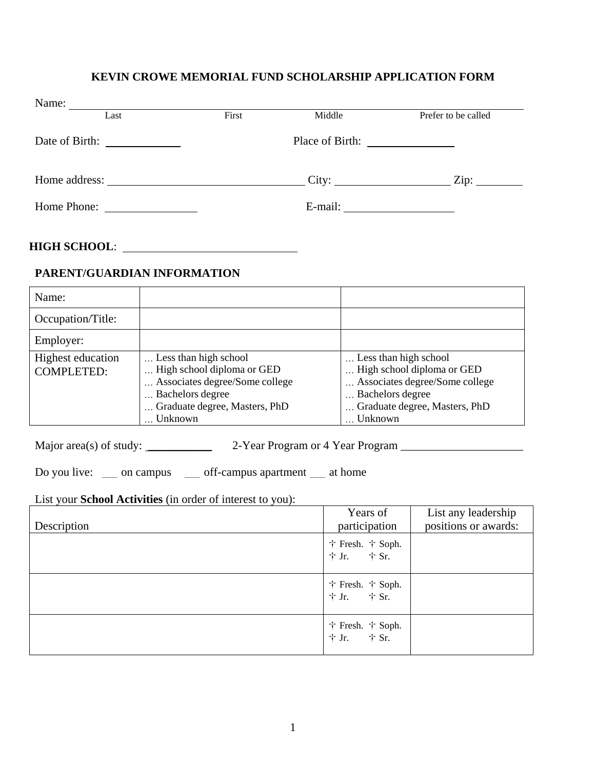**KEVIN CROWE MEMORIAL FUND SCHOLARSHIP APPLICATION FORM**

Name: ______________________________________________________________

Last          First          Middle          Prefer to be called

Date of Birth: ____________          Place of Birth: ______________

Home address: ______________________________ City: __________________ Zip: ________

Home Phone: ______________          E-mail: __________________

**HIGH SCHOOL**: ___________________________

**PARENT/GUARDIAN INFORMATION**

| Name: | | |
|---|---|---|
| Occupation/Title: | | |
| Employer: | | |
| Highest education COMPLETED: | … Less than high school<br>… High school diploma or GED<br>… Associates degree/Some college<br>… Bachelors degree<br>… Graduate degree, Masters, PhD<br>… Unknown | … Less than high school<br>… High school diploma or GED<br>… Associates degree/Some college<br>… Bachelors degree<br>… Graduate degree, Masters, PhD<br>… Unknown |

Major area(s) of study: ___________     2-Year Program or 4 Year Program ____________________

Do you live: ___ on campus   ___ off-campus apartment ___ at home

List your **School Activities** (in order of interest to you):

| Description | Years of participation | List any leadership positions or awards: |
|---|---|---|
| | ☐ Fresh. ☐ Soph.<br>☐ Jr. ☐ Sr. | |
| | ☐ Fresh. ☐ Soph.<br>☐ Jr. ☐ Sr. | |
| | ☐ Fresh. ☐ Soph.<br>☐ Jr. ☐ Sr. | |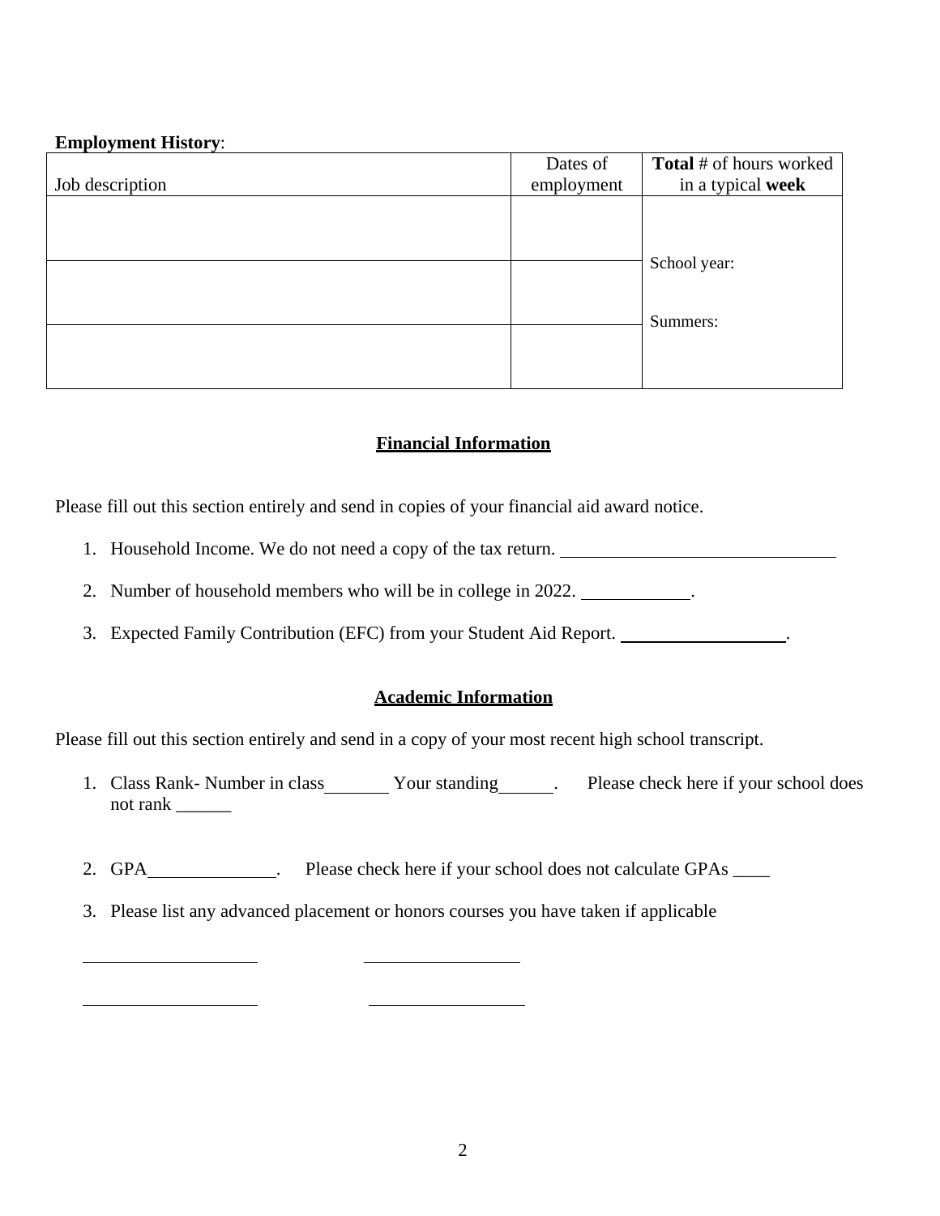**Employment History**:

| Job description | Dates of employment | **Total** # of hours worked in a typical **week** |
|---|---|---|
| | | School year: |
| | | Summers: |
| | | |

## Financial Information

Please fill out this section entirely and send in copies of your financial aid award notice.

1. Household Income. We do not need a copy of the tax return. ______________________________
2. Number of household members who will be in college in 2022. ___________.
3. Expected Family Contribution (EFC) from your Student Aid Report. __________________.

## Academic Information

Please fill out this section entirely and send in a copy of your most recent high school transcript.

1. Class Rank- Number in class_______ Your standing_____. Please check here if your school does not rank ______
2. GPA_____________. Please check here if your school does not calculate GPAs ____
3. Please list any advanced placement or honors courses you have taken if applicable

___________________ ___________________

___________________ ___________________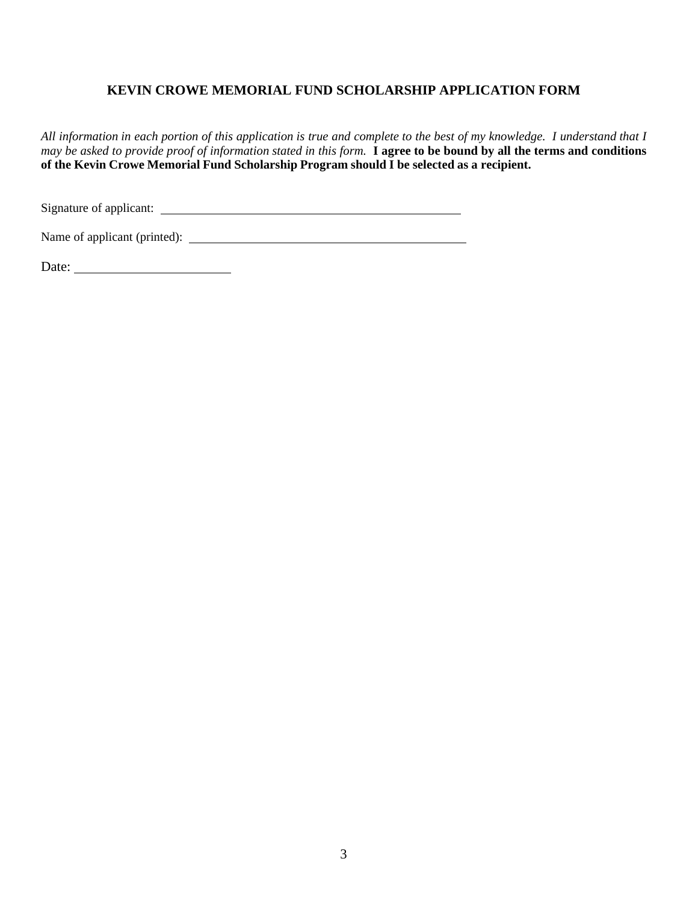## KEVIN CROWE MEMORIAL FUND SCHOLARSHIP APPLICATION FORM

*All information in each portion of this application is true and complete to the best of my knowledge. I understand that I may be asked to provide proof of information stated in this form.* **I agree to be bound by all the terms and conditions of the Kevin Crowe Memorial Fund Scholarship Program should I be selected as a recipient.**

Signature of applicant: ______________________________________________

Name of applicant (printed): __________________________________________

Date: ______________________